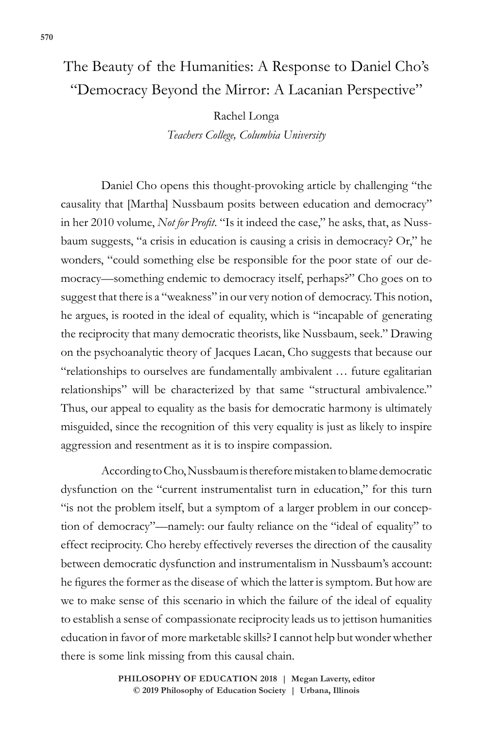# The Beauty of the Humanities: A Response to Daniel Cho's "Democracy Beyond the Mirror: A Lacanian Perspective"

Rachel Longa

*Teachers College, Columbia University*

Daniel Cho opens this thought-provoking article by challenging "the causality that [Martha] Nussbaum posits between education and democracy" in her 2010 volume, *Not for Profit*. "Is it indeed the case," he asks, that, as Nussbaum suggests, "a crisis in education is causing a crisis in democracy? Or," he wonders, "could something else be responsible for the poor state of our democracy—something endemic to democracy itself, perhaps?" Cho goes on to suggest that there is a "weakness" in our very notion of democracy. This notion, he argues, is rooted in the ideal of equality, which is "incapable of generating the reciprocity that many democratic theorists, like Nussbaum, seek." Drawing on the psychoanalytic theory of Jacques Lacan, Cho suggests that because our "relationships to ourselves are fundamentally ambivalent … future egalitarian relationships" will be characterized by that same "structural ambivalence." Thus, our appeal to equality as the basis for democratic harmony is ultimately misguided, since the recognition of this very equality is just as likely to inspire aggression and resentment as it is to inspire compassion.

According to Cho, Nussbaum is therefore mistaken to blame democratic dysfunction on the "current instrumentalist turn in education," for this turn "is not the problem itself, but a symptom of a larger problem in our conception of democracy"—namely: our faulty reliance on the "ideal of equality" to effect reciprocity. Cho hereby effectively reverses the direction of the causality between democratic dysfunction and instrumentalism in Nussbaum's account: he figures the former as the disease of which the latter is symptom. But how are we to make sense of this scenario in which the failure of the ideal of equality to establish a sense of compassionate reciprocity leads us to jettison humanities education in favor of more marketable skills? I cannot help but wonder whether there is some link missing from this causal chain.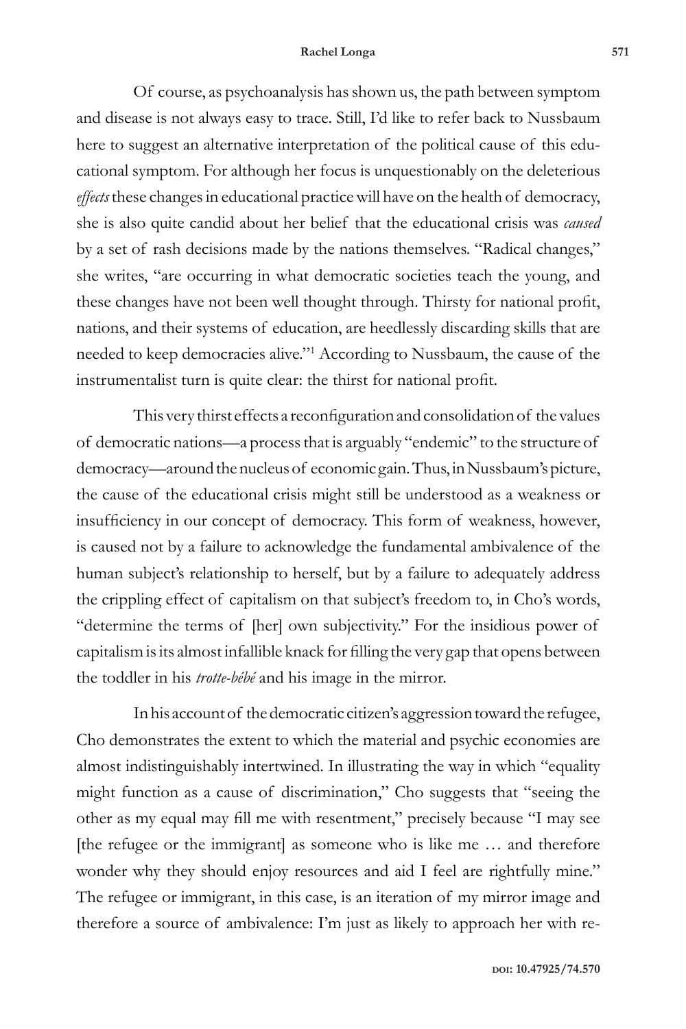Of course, as psychoanalysis has shown us, the path between symptom and disease is not always easy to trace. Still, I'd like to refer back to Nussbaum here to suggest an alternative interpretation of the political cause of this educational symptom. For although her focus is unquestionably on the deleterious *effects* these changes in educational practice will have on the health of democracy, she is also quite candid about her belief that the educational crisis was *caused* by a set of rash decisions made by the nations themselves. "Radical changes," she writes, "are occurring in what democratic societies teach the young, and these changes have not been well thought through. Thirsty for national profit, nations, and their systems of education, are heedlessly discarding skills that are needed to keep democracies alive."[1] According to Nussbaum, the cause of the instrumentalist turn is quite clear: the thirst for national profit.

This very thirst effects a reconfiguration and consolidation of the values of democratic nations—a process that is arguably "endemic" to the structure of democracy—around the nucleus of economic gain. Thus, in Nussbaum's picture, the cause of the educational crisis might still be understood as a weakness or insufficiency in our concept of democracy. This form of weakness, however, is caused not by a failure to acknowledge the fundamental ambivalence of the human subject's relationship to herself, but by a failure to adequately address the crippling effect of capitalism on that subject's freedom to, in Cho's words, "determine the terms of [her] own subjectivity." For the insidious power of capitalism is its almost infallible knack for filling the very gap that opens between the toddler in his *trotte-bébé* and his image in the mirror.

In his account of the democratic citizen's aggression toward the refugee, Cho demonstrates the extent to which the material and psychic economies are almost indistinguishably intertwined. In illustrating the way in which "equality might function as a cause of discrimination," Cho suggests that "seeing the other as my equal may fill me with resentment," precisely because "I may see [the refugee or the immigrant] as someone who is like me … and therefore wonder why they should enjoy resources and aid I feel are rightfully mine." The refugee or immigrant, in this case, is an iteration of my mirror image and therefore a source of ambivalence: I'm just as likely to approach her with re-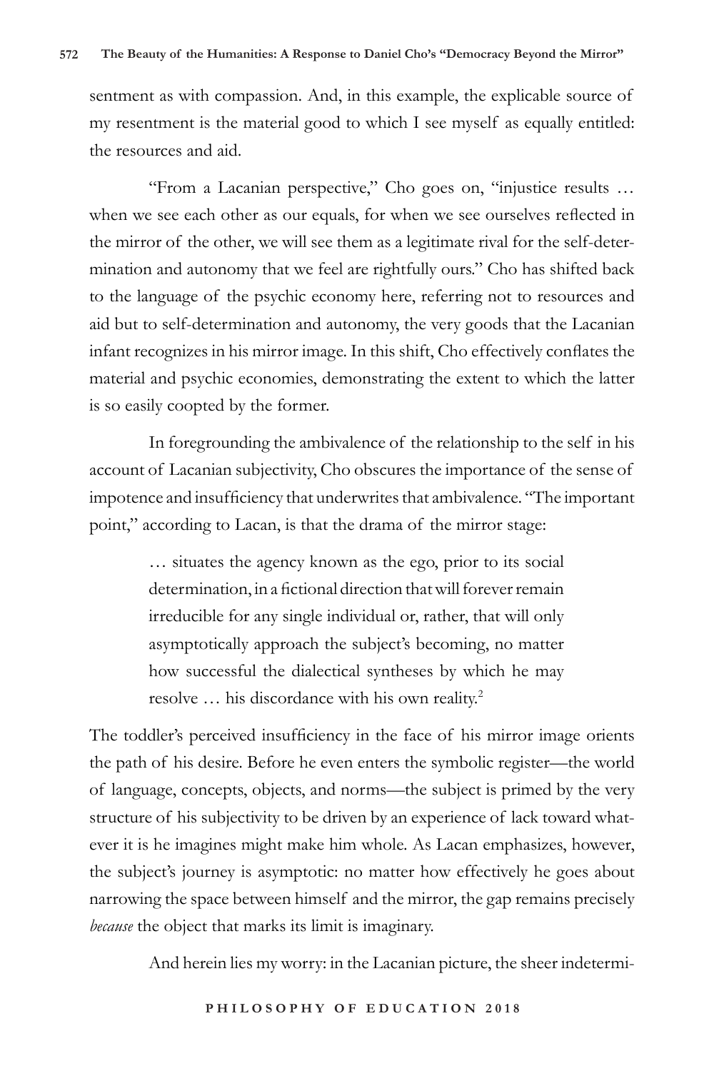sentment as with compassion. And, in this example, the explicable source of my resentment is the material good to which I see myself as equally entitled: the resources and aid.

"From a Lacanian perspective," Cho goes on, "injustice results … when we see each other as our equals, for when we see ourselves reflected in the mirror of the other, we will see them as a legitimate rival for the self-determination and autonomy that we feel are rightfully ours." Cho has shifted back to the language of the psychic economy here, referring not to resources and aid but to self-determination and autonomy, the very goods that the Lacanian infant recognizes in his mirror image. In this shift, Cho effectively conflates the material and psychic economies, demonstrating the extent to which the latter is so easily coopted by the former.

In foregrounding the ambivalence of the relationship to the self in his account of Lacanian subjectivity, Cho obscures the importance of the sense of impotence and insufficiency that underwrites that ambivalence. "The important point," according to Lacan, is that the drama of the mirror stage:

> … situates the agency known as the ego, prior to its social determination, in a fictional direction that will forever remain irreducible for any single individual or, rather, that will only asymptotically approach the subject's becoming, no matter how successful the dialectical syntheses by which he may resolve … his discordance with his own reality.[2]

The toddler's perceived insufficiency in the face of his mirror image orients the path of his desire. Before he even enters the symbolic register—the world of language, concepts, objects, and norms—the subject is primed by the very structure of his subjectivity to be driven by an experience of lack toward whatever it is he imagines might make him whole. As Lacan emphasizes, however, the subject's journey is asymptotic: no matter how effectively he goes about narrowing the space between himself and the mirror, the gap remains precisely *because* the object that marks its limit is imaginary.

And herein lies my worry: in the Lacanian picture, the sheer indetermi-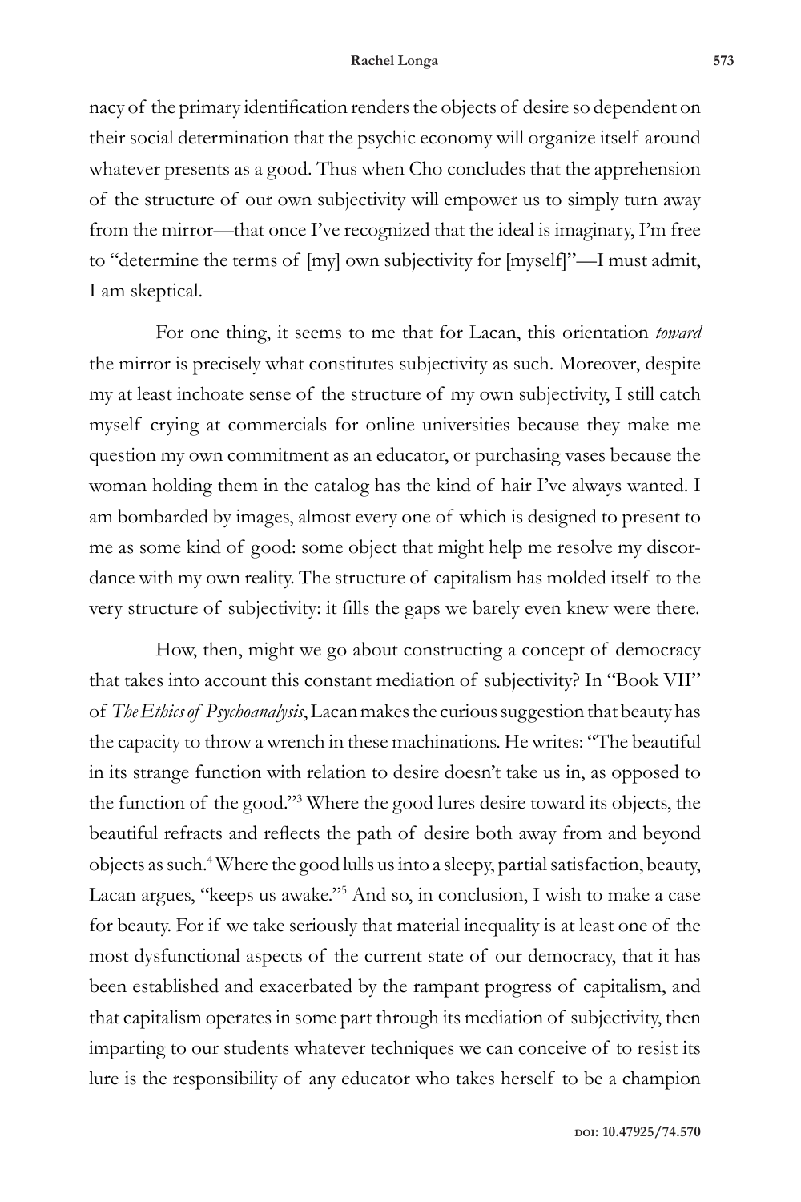nacy of the primary identification renders the objects of desire so dependent on their social determination that the psychic economy will organize itself around whatever presents as a good. Thus when Cho concludes that the apprehension of the structure of our own subjectivity will empower us to simply turn away from the mirror—that once I've recognized that the ideal is imaginary, I'm free to "determine the terms of [my] own subjectivity for [myself]"—I must admit, I am skeptical.

For one thing, it seems to me that for Lacan, this orientation *toward* the mirror is precisely what constitutes subjectivity as such. Moreover, despite my at least inchoate sense of the structure of my own subjectivity, I still catch myself crying at commercials for online universities because they make me question my own commitment as an educator, or purchasing vases because the woman holding them in the catalog has the kind of hair I've always wanted. I am bombarded by images, almost every one of which is designed to present to me as some kind of good: some object that might help me resolve my discordance with my own reality. The structure of capitalism has molded itself to the very structure of subjectivity: it fills the gaps we barely even knew were there.

How, then, might we go about constructing a concept of democracy that takes into account this constant mediation of subjectivity? In "Book VII" of *The Ethics of Psychoanalysis*, Lacan makes the curious suggestion that beauty has the capacity to throw a wrench in these machinations. He writes: "The beautiful in its strange function with relation to desire doesn't take us in, as opposed to the function of the good."[3] Where the good lures desire toward its objects, the beautiful refracts and reflects the path of desire both away from and beyond objects as such.[4] Where the good lulls us into a sleepy, partial satisfaction, beauty, Lacan argues, "keeps us awake."[5] And so, in conclusion, I wish to make a case for beauty. For if we take seriously that material inequality is at least one of the most dysfunctional aspects of the current state of our democracy, that it has been established and exacerbated by the rampant progress of capitalism, and that capitalism operates in some part through its mediation of subjectivity, then imparting to our students whatever techniques we can conceive of to resist its lure is the responsibility of any educator who takes herself to be a champion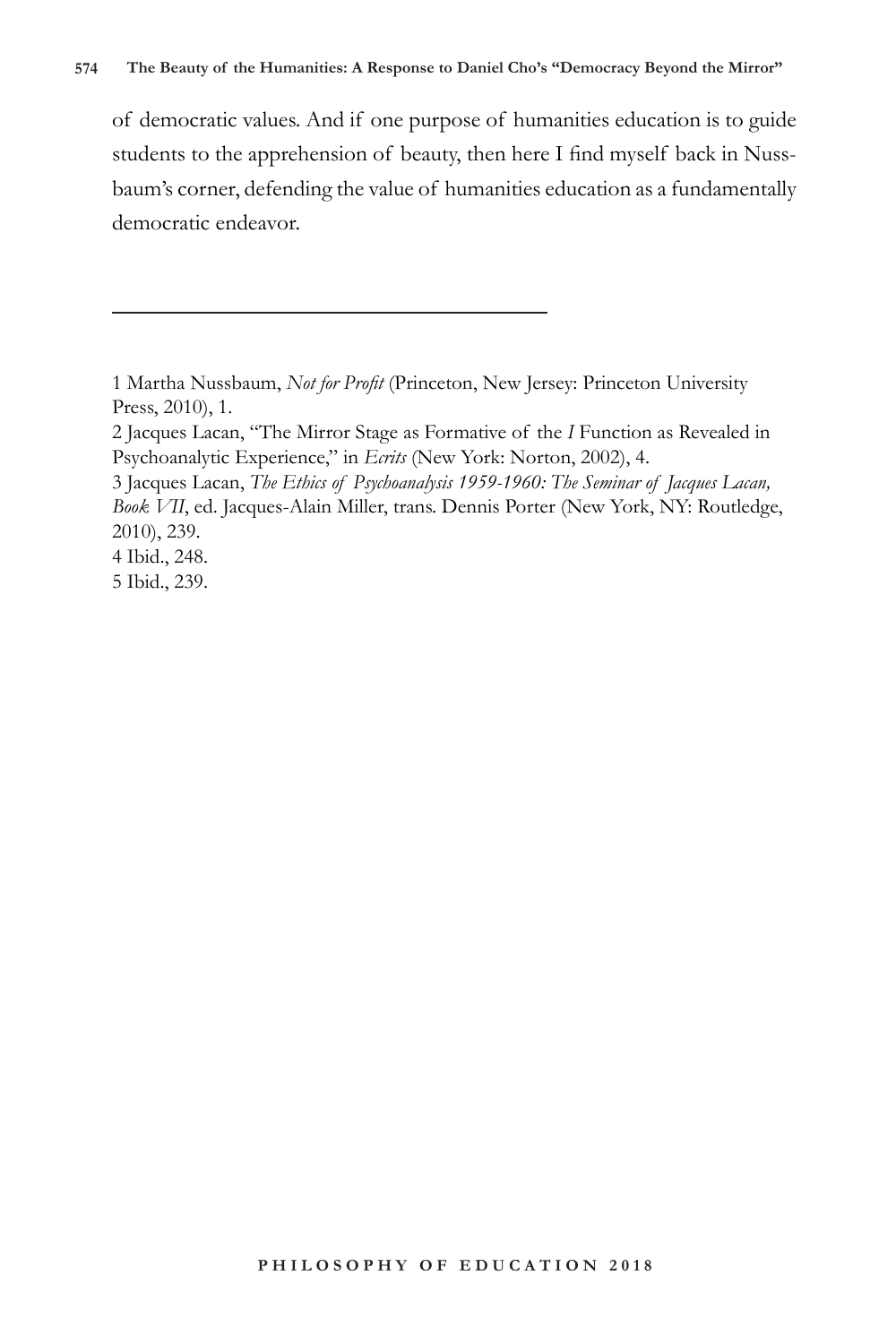of democratic values. And if one purpose of humanities education is to guide students to the apprehension of beauty, then here I find myself back in Nussbaum's corner, defending the value of humanities education as a fundamentally democratic endeavor.

---

1 Martha Nussbaum, *Not for Profit* (Princeton, New Jersey: Princeton University Press, 2010), 1.

2 Jacques Lacan, "The Mirror Stage as Formative of the *I* Function as Revealed in Psychoanalytic Experience," in *Ecrits* (New York: Norton, 2002), 4.

3 Jacques Lacan, *The Ethics of Psychoanalysis 1959-1960: The Seminar of Jacques Lacan, Book VII*, ed. Jacques-Alain Miller, trans. Dennis Porter (New York, NY: Routledge, 2010), 239.

4 Ibid., 248.

5 Ibid., 239.